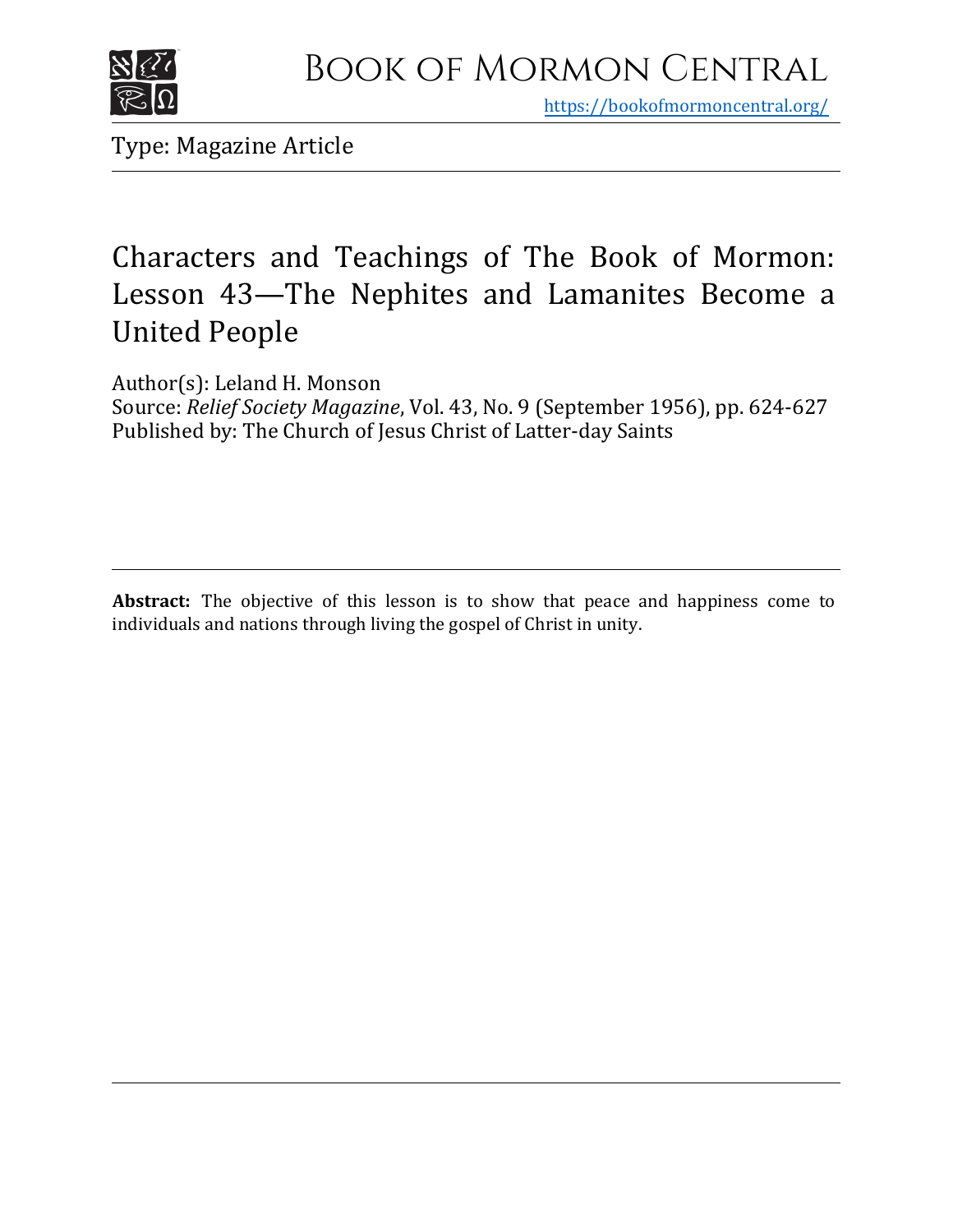# Book of Mormon Central

https://bookofmormoncentral.org/

Type: Magazine Article

## Characters and Teachings of The Book of Mormon: Lesson 43—The Nephites and Lamanites Become a United People

Author(s): Leland H. Monson
Source: *Relief Society Magazine*, Vol. 43, No. 9 (September 1956), pp. 624-627
Published by: The Church of Jesus Christ of Latter-day Saints

**Abstract:** The objective of this lesson is to show that peace and happiness come to individuals and nations through living the gospel of Christ in unity.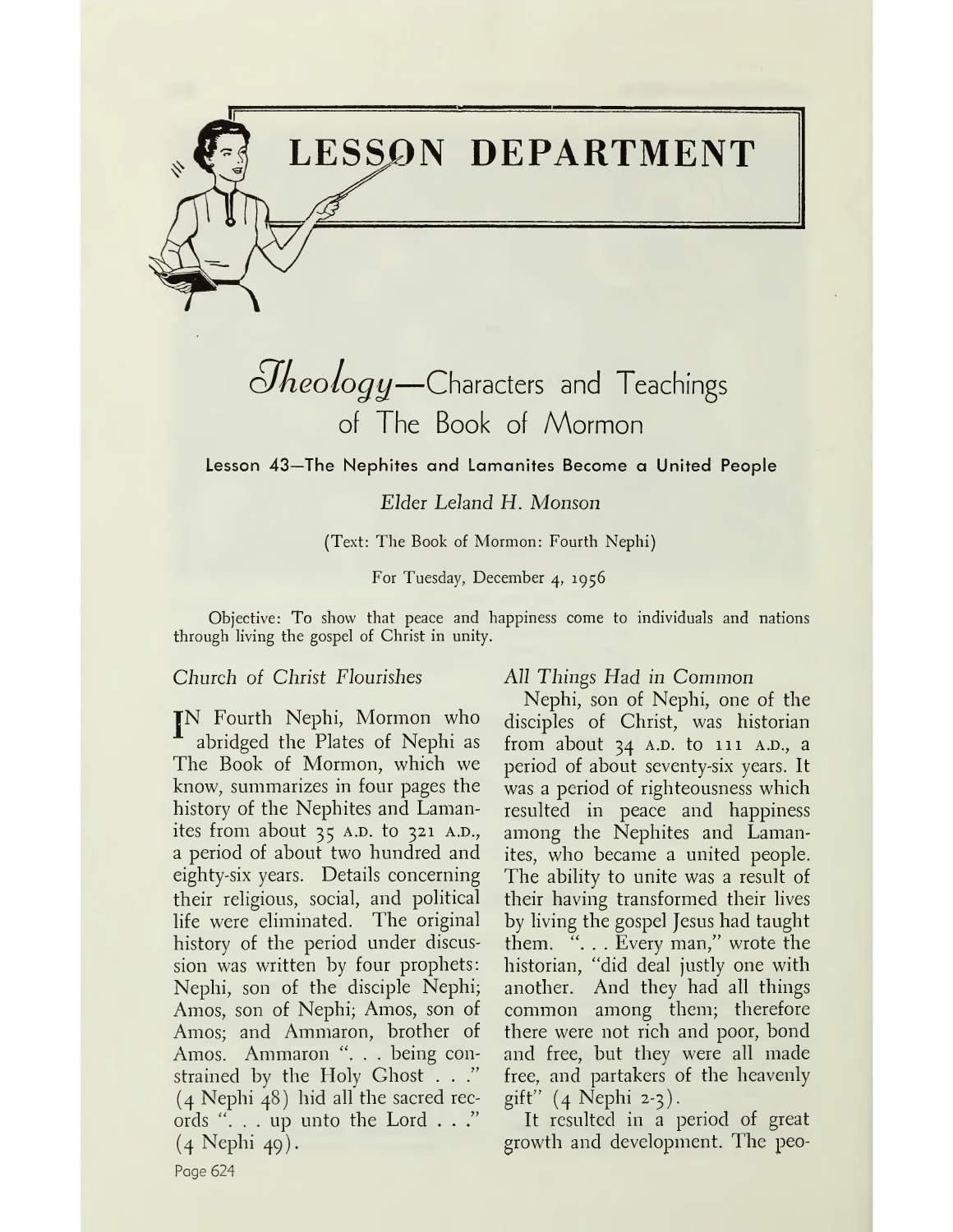# LESSON DEPARTMENT

## *Theology*—Characters and Teachings of The Book of Mormon

### Lesson 43—The Nephites and Lamanites Become a United People

*Elder Leland H. Monson*

(Text: The Book of Mormon: Fourth Nephi)

For Tuesday, December 4, 1956

Objective: To show that peace and happiness come to individuals and nations through living the gospel of Christ in unity.

*Church of Christ Flourishes*

IN Fourth Nephi, Mormon who abridged the Plates of Nephi as The Book of Mormon, which we know, summarizes in four pages the history of the Nephites and Lamanites from about 35 A.D. to 321 A.D., a period of about two hundred and eighty-six years. Details concerning their religious, social, and political life were eliminated. The original history of the period under discussion was written by four prophets: Nephi, son of the disciple Nephi; Amos, son of Nephi; Amos, son of Amos; and Ammaron, brother of Amos. Ammaron ". . . being constrained by the Holy Ghost . . ." (4 Nephi 48) hid all the sacred records ". . . up unto the Lord . . ." (4 Nephi 49).

*All Things Had in Common*

Nephi, son of Nephi, one of the disciples of Christ, was historian from about 34 A.D. to 111 A.D., a period of about seventy-six years. It was a period of righteousness which resulted in peace and happiness among the Nephites and Lamanites, who became a united people. The ability to unite was a result of their having transformed their lives by living the gospel Jesus had taught them. ". . . Every man," wrote the historian, "did deal justly one with another. And they had all things common among them; therefore there were not rich and poor, bond and free, but they were all made free, and partakers of the heavenly gift" (4 Nephi 2-3).

It resulted in a period of great growth and development. The peo-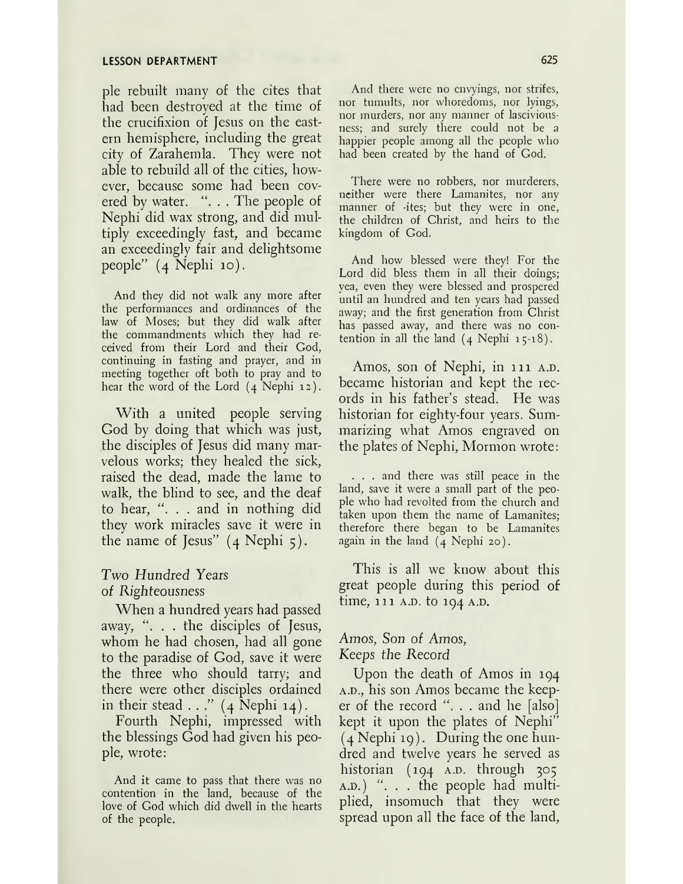ple rebuilt many of the cites that had been destroyed at the time of the crucifixion of Jesus on the eastern hemisphere, including the great city of Zarahemla. They were not able to rebuild all of the cities, however, because some had been covered by water. ". . . The people of Nephi did wax strong, and did multiply exceedingly fast, and became an exceedingly fair and delightsome people" (4 Nephi 10).

> And they did not walk any more after the performances and ordinances of the law of Moses; but they did walk after the commandments which they had received from their Lord and their God, continuing in fasting and prayer, and in meeting together oft both to pray and to hear the word of the Lord (4 Nephi 12).

With a united people serving God by doing that which was just, the disciples of Jesus did many marvelous works; they healed the sick, raised the dead, made the lame to walk, the blind to see, and the deaf to hear, ". . . and in nothing did they work miracles save it were in the name of Jesus" (4 Nephi 5).

### *Two Hundred Years of Righteousness*

When a hundred years had passed away, ". . . the disciples of Jesus, whom he had chosen, had all gone to the paradise of God, save it were the three who should tarry; and there were other disciples ordained in their stead . . ." (4 Nephi 14).

Fourth Nephi, impressed with the blessings God had given his people, wrote:

> And it came to pass that there was no contention in the land, because of the love of God which did dwell in the hearts of the people.
>
> And there were no envyings, nor strifes, nor tumults, nor whoredoms, nor lyings, nor murders, nor any manner of lasciviousness; and surely there could not be a happier people among all the people who had been created by the hand of God.
>
> There were no robbers, nor murderers, neither were there Lamanites, nor any manner of -ites; but they were in one, the children of Christ, and heirs to the kingdom of God.
>
> And how blessed were they! For the Lord did bless them in all their doings; yea, even they were blessed and prospered until an hundred and ten years had passed away; and the first generation from Christ has passed away, and there was no contention in all the land (4 Nephi 15-18).

Amos, son of Nephi, in 111 A.D. became historian and kept the records in his father's stead. He was historian for eighty-four years. Summarizing what Amos engraved on the plates of Nephi, Mormon wrote:

> . . . and there was still peace in the land, save it were a small part of the people who had revolted from the church and taken upon them the name of Lamanites; therefore there began to be Lamanites again in the land (4 Nephi 20).

This is all we know about this great people during this period of time, 111 A.D. to 194 A.D.

### *Amos, Son of Amos, Keeps the Record*

Upon the death of Amos in 194 A.D., his son Amos became the keeper of the record ". . . and he [also] kept it upon the plates of Nephi" (4 Nephi 19). During the one hundred and twelve years he served as historian (194 A.D. through 305 A.D.) ". . . the people had multiplied, insomuch that they were spread upon all the face of the land,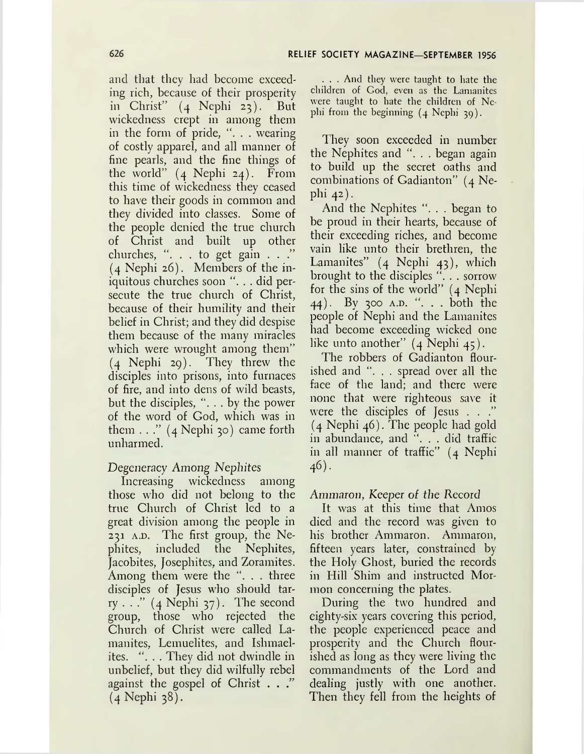and that they had become exceeding rich, because of their prosperity in Christ" (4 Nephi 23). But wickedness crept in among them in the form of pride, ". . . wearing of costly apparel, and all manner of fine pearls, and the fine things of the world" (4 Nephi 24). From this time of wickedness they ceased to have their goods in common and they divided into classes. Some of the people denied the true church of Christ and built up other churches, ". . . to get gain . . ." (4 Nephi 26). Members of the iniquitous churches soon ". . . did persecute the true church of Christ, because of their humility and their belief in Christ; and they did despise them because of the many miracles which were wrought among them" (4 Nephi 29). They threw the disciples into prisons, into furnaces of fire, and into dens of wild beasts, but the disciples, ". . . by the power of the word of God, which was in them . . ." (4 Nephi 30) came forth unharmed.

*Degeneracy Among Nephites*

Increasing wickedness among those who did not belong to the true Church of Christ led to a great division among the people in 231 A.D. The first group, the Nephites, included the Nephites, Jacobites, Josephites, and Zoramites. Among them were the ". . . three disciples of Jesus who should tarry . . ." (4 Nephi 37). The second group, those who rejected the Church of Christ were called Lamanites, Lemuelites, and Ishmaelites. ". . . They did not dwindle in unbelief, but they did wilfully rebel against the gospel of Christ . . ." (4 Nephi 38).

> . . . And they were taught to hate the children of God, even as the Lamanites were taught to hate the children of Nephi from the beginning (4 Nephi 39).

They soon exceeded in number the Nephites and ". . . began again to build up the secret oaths and combinations of Gadianton" (4 Nephi 42).

And the Nephites ". . . began to be proud in their hearts, because of their exceeding riches, and become vain like unto their brethren, the Lamanites" (4 Nephi 43), which brought to the disciples ". . . sorrow for the sins of the world" (4 Nephi 44). By 300 A.D. ". . . both the people of Nephi and the Lamanites had become exceeding wicked one like unto another" (4 Nephi 45).

The robbers of Gadianton flourished and ". . . spread over all the face of the land; and there were none that were righteous save it were the disciples of Jesus . . ." (4 Nephi 46). The people had gold in abundance, and ". . . did traffic in all manner of traffic" (4 Nephi 46).

*Ammaron, Keeper of the Record*

It was at this time that Amos died and the record was given to his brother Ammaron. Ammaron, fifteen years later, constrained by the Holy Ghost, buried the records in Hill Shim and instructed Mormon concerning the plates.

During the two hundred and eighty-six years covering this period, the people experienced peace and prosperity and the Church flourished as long as they were living the commandments of the Lord and dealing justly with one another. Then they fell from the heights of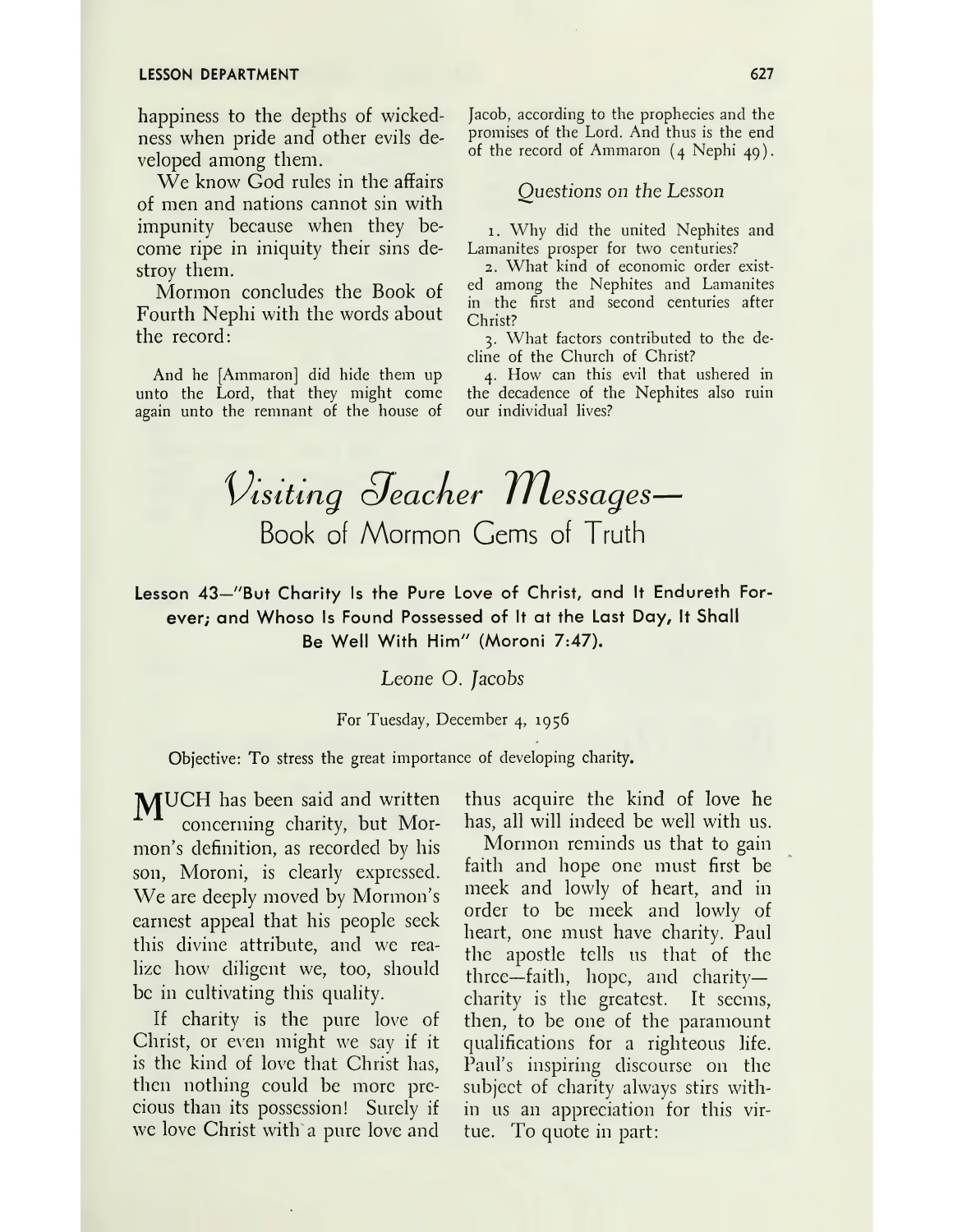happiness to the depths of wickedness when pride and other evils developed among them.

We know God rules in the affairs of men and nations cannot sin with impunity because when they become ripe in iniquity their sins destroy them.

Mormon concludes the Book of Fourth Nephi with the words about the record:

> And he [Ammaron] did hide them up unto the Lord, that they might come again unto the remnant of the house of Jacob, according to the prophecies and the promises of the Lord. And thus is the end of the record of Ammaron (4 Nephi 49).

### *Questions on the Lesson*

1. Why did the united Nephites and Lamanites prosper for two centuries?
2. What kind of economic order existed among the Nephites and Lamanites in the first and second centuries after Christ?
3. What factors contributed to the decline of the Church of Christ?
4. How can this evil that ushered in the decadence of the Nephites also ruin our individual lives?

# *Visiting Teacher Messages—* Book of Mormon Gems of Truth

### Lesson 43—"But Charity Is the Pure Love of Christ, and It Endureth Forever; and Whoso Is Found Possessed of It at the Last Day, It Shall Be Well With Him" (Moroni 7:47).

*Leone O. Jacobs*

For Tuesday, December 4, 1956

Objective: To stress the great importance of developing charity.

MUCH has been said and written concerning charity, but Mormon's definition, as recorded by his son, Moroni, is clearly expressed. We are deeply moved by Mormon's earnest appeal that his people seek this divine attribute, and we realize how diligent we, too, should be in cultivating this quality.

If charity is the pure love of Christ, or even might we say if it is the kind of love that Christ has, then nothing could be more precious than its possession! Surely if we love Christ with a pure love and thus acquire the kind of love he has, all will indeed be well with us.

Mormon reminds us that to gain faith and hope one must first be meek and lowly of heart, and in order to be meek and lowly of heart, one must have charity. Paul the apostle tells us that of the three—faith, hope, and charity—charity is the greatest. It seems, then, to be one of the paramount qualifications for a righteous life. Paul's inspiring discourse on the subject of charity always stirs within us an appreciation for this virtue. To quote in part: